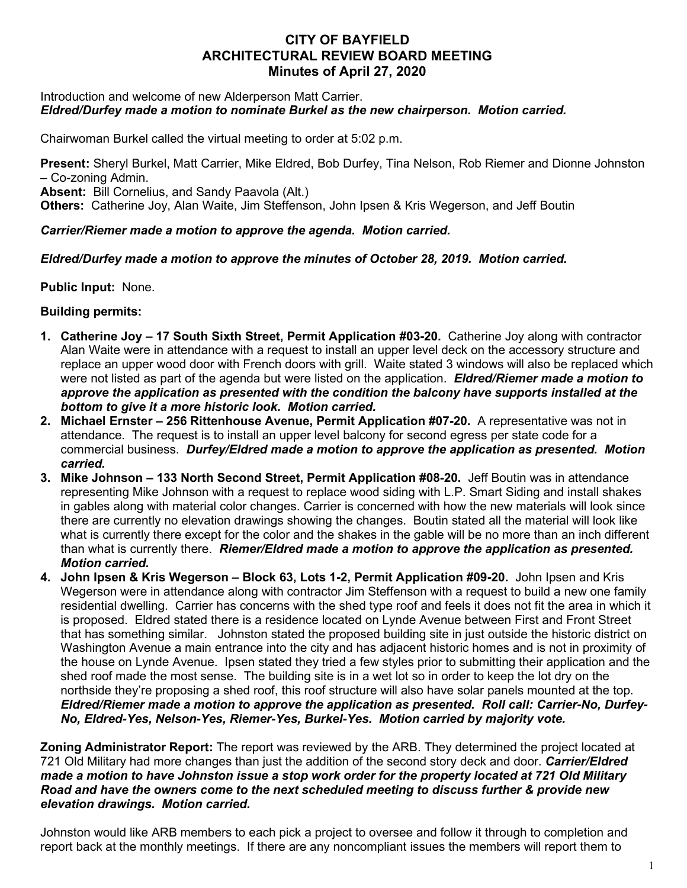# CITY OF BAYFIELD
# ARCHITECTURAL REVIEW BOARD MEETING
## Minutes of April 27, 2020

Introduction and welcome of new Alderperson Matt Carrier.
***Eldred/Durfey made a motion to nominate Burkel as the new chairperson. Motion carried.***

Chairwoman Burkel called the virtual meeting to order at 5:02 p.m.

**Present:** Sheryl Burkel, Matt Carrier, Mike Eldred, Bob Durfey, Tina Nelson, Rob Riemer and Dionne Johnston – Co-zoning Admin.
**Absent:** Bill Cornelius, and Sandy Paavola (Alt.)
**Others:** Catherine Joy, Alan Waite, Jim Steffenson, John Ipsen & Kris Wegerson, and Jeff Boutin

***Carrier/Riemer made a motion to approve the agenda. Motion carried.***

***Eldred/Durfey made a motion to approve the minutes of October 28, 2019. Motion carried.***

**Public Input:** None.

**Building permits:**

1. **Catherine Joy – 17 South Sixth Street, Permit Application #03-20.** Catherine Joy along with contractor Alan Waite were in attendance with a request to install an upper level deck on the accessory structure and replace an upper wood door with French doors with grill. Waite stated 3 windows will also be replaced which were not listed as part of the agenda but were listed on the application. ***Eldred/Riemer made a motion to approve the application as presented with the condition the balcony have supports installed at the bottom to give it a more historic look. Motion carried.***
2. **Michael Ernster – 256 Rittenhouse Avenue, Permit Application #07-20.** A representative was not in attendance. The request is to install an upper level balcony for second egress per state code for a commercial business. ***Durfey/Eldred made a motion to approve the application as presented. Motion carried.***
3. **Mike Johnson – 133 North Second Street, Permit Application #08-20.** Jeff Boutin was in attendance representing Mike Johnson with a request to replace wood siding with L.P. Smart Siding and install shakes in gables along with material color changes. Carrier is concerned with how the new materials will look since there are currently no elevation drawings showing the changes. Boutin stated all the material will look like what is currently there except for the color and the shakes in the gable will be no more than an inch different than what is currently there. ***Riemer/Eldred made a motion to approve the application as presented. Motion carried.***
4. **John Ipsen & Kris Wegerson – Block 63, Lots 1-2, Permit Application #09-20.** John Ipsen and Kris Wegerson were in attendance along with contractor Jim Steffenson with a request to build a new one family residential dwelling. Carrier has concerns with the shed type roof and feels it does not fit the area in which it is proposed. Eldred stated there is a residence located on Lynde Avenue between First and Front Street that has something similar. Johnston stated the proposed building site in just outside the historic district on Washington Avenue a main entrance into the city and has adjacent historic homes and is not in proximity of the house on Lynde Avenue. Ipsen stated they tried a few styles prior to submitting their application and the shed roof made the most sense. The building site is in a wet lot so in order to keep the lot dry on the northside they're proposing a shed roof, this roof structure will also have solar panels mounted at the top. ***Eldred/Riemer made a motion to approve the application as presented. Roll call: Carrier-No, Durfey-No, Eldred-Yes, Nelson-Yes, Riemer-Yes, Burkel-Yes. Motion carried by majority vote.***

**Zoning Administrator Report:** The report was reviewed by the ARB. They determined the project located at 721 Old Military had more changes than just the addition of the second story deck and door. ***Carrier/Eldred made a motion to have Johnston issue a stop work order for the property located at 721 Old Military Road and have the owners come to the next scheduled meeting to discuss further & provide new elevation drawings. Motion carried.***

Johnston would like ARB members to each pick a project to oversee and follow it through to completion and report back at the monthly meetings. If there are any noncompliant issues the members will report them to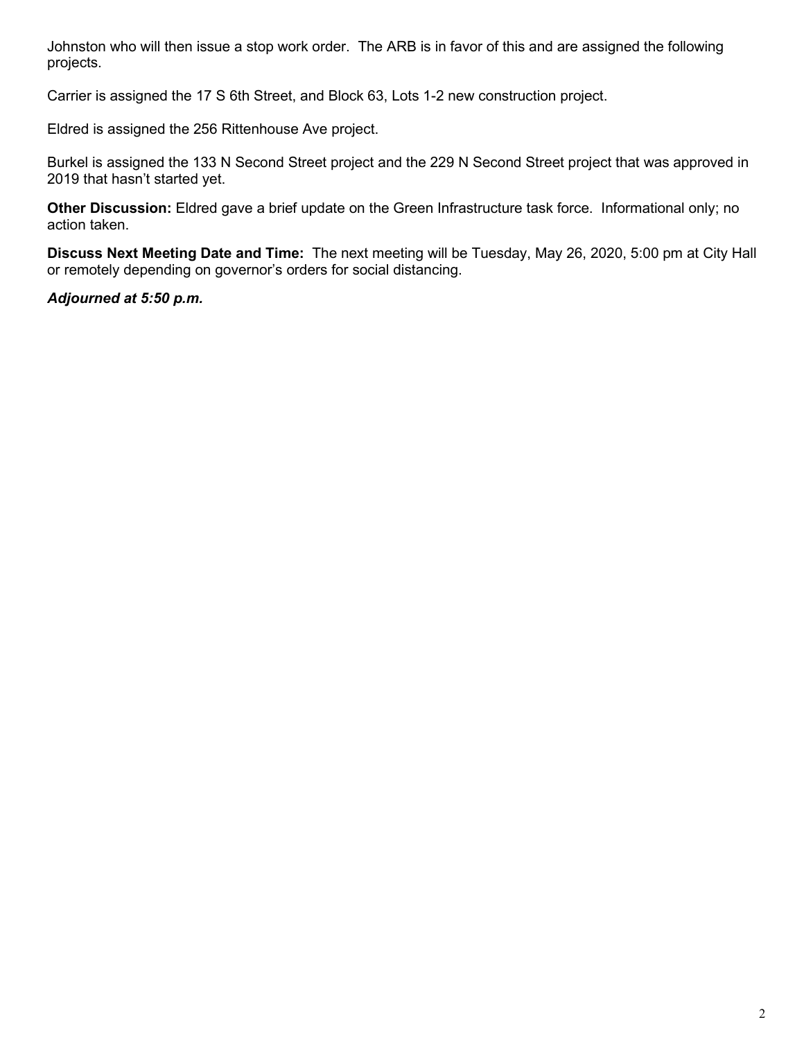Johnston who will then issue a stop work order. The ARB is in favor of this and are assigned the following projects.

Carrier is assigned the 17 S 6th Street, and Block 63, Lots 1-2 new construction project.

Eldred is assigned the 256 Rittenhouse Ave project.

Burkel is assigned the 133 N Second Street project and the 229 N Second Street project that was approved in 2019 that hasn't started yet.

**Other Discussion:** Eldred gave a brief update on the Green Infrastructure task force. Informational only; no action taken.

**Discuss Next Meeting Date and Time:** The next meeting will be Tuesday, May 26, 2020, 5:00 pm at City Hall or remotely depending on governor's orders for social distancing.

***Adjourned at 5:50 p.m.***